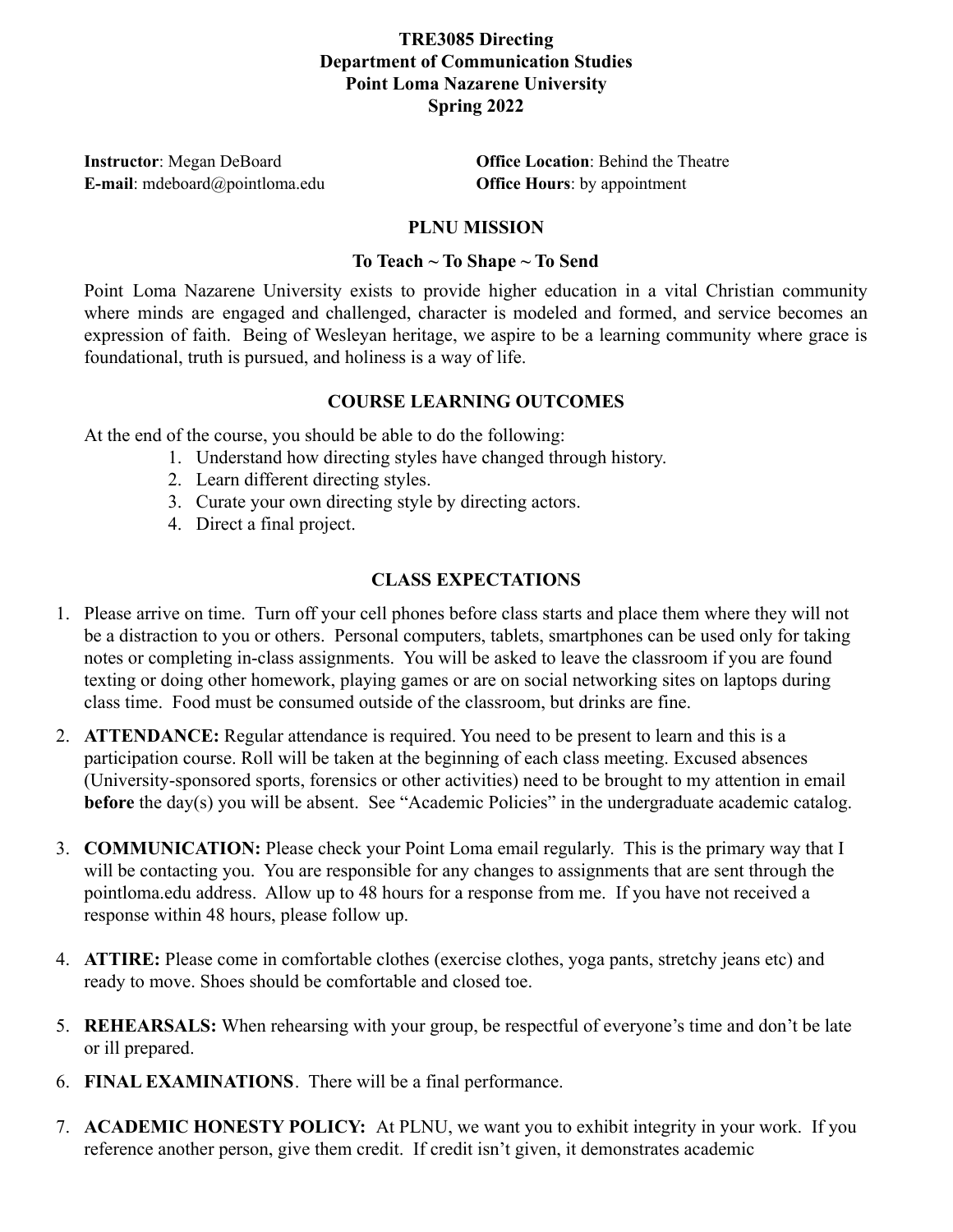# TRE3085 Directing
## Department of Communication Studies
## Point Loma Nazarene University
## Spring 2022

**Instructor**: Megan DeBoard
**E-mail**: mdeboard@pointloma.edu

**Office Location**: Behind the Theatre
**Office Hours**: by appointment

## PLNU MISSION

### To Teach ~ To Shape ~ To Send

Point Loma Nazarene University exists to provide higher education in a vital Christian community where minds are engaged and challenged, character is modeled and formed, and service becomes an expression of faith. Being of Wesleyan heritage, we aspire to be a learning community where grace is foundational, truth is pursued, and holiness is a way of life.

## COURSE LEARNING OUTCOMES

At the end of the course, you should be able to do the following:

1. Understand how directing styles have changed through history.
2. Learn different directing styles.
3. Curate your own directing style by directing actors.
4. Direct a final project.

## CLASS EXPECTATIONS

1. Please arrive on time. Turn off your cell phones before class starts and place them where they will not be a distraction to you or others. Personal computers, tablets, smartphones can be used only for taking notes or completing in-class assignments. You will be asked to leave the classroom if you are found texting or doing other homework, playing games or are on social networking sites on laptops during class time. Food must be consumed outside of the classroom, but drinks are fine.

2. **ATTENDANCE:** Regular attendance is required. You need to be present to learn and this is a participation course. Roll will be taken at the beginning of each class meeting. Excused absences (University-sponsored sports, forensics or other activities) need to be brought to my attention in email **before** the day(s) you will be absent. See "Academic Policies" in the undergraduate academic catalog.

3. **COMMUNICATION:** Please check your Point Loma email regularly. This is the primary way that I will be contacting you. You are responsible for any changes to assignments that are sent through the pointloma.edu address. Allow up to 48 hours for a response from me. If you have not received a response within 48 hours, please follow up.

4. **ATTIRE:** Please come in comfortable clothes (exercise clothes, yoga pants, stretchy jeans etc) and ready to move. Shoes should be comfortable and closed toe.

5. **REHEARSALS:** When rehearsing with your group, be respectful of everyone's time and don't be late or ill prepared.

6. **FINAL EXAMINATIONS**. There will be a final performance.

7. **ACADEMIC HONESTY POLICY:** At PLNU, we want you to exhibit integrity in your work. If you reference another person, give them credit. If credit isn't given, it demonstrates academic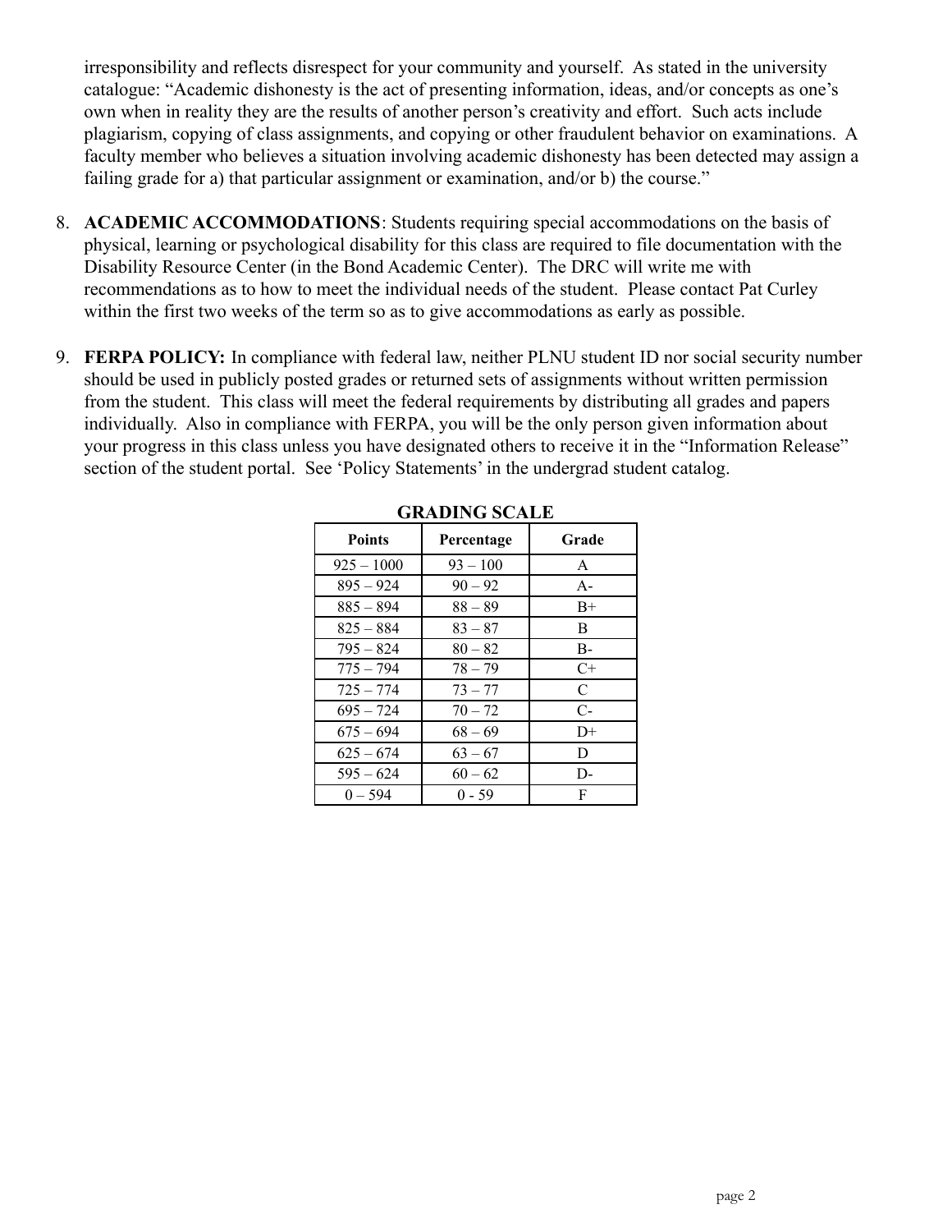irresponsibility and reflects disrespect for your community and yourself. As stated in the university catalogue: "Academic dishonesty is the act of presenting information, ideas, and/or concepts as one's own when in reality they are the results of another person's creativity and effort. Such acts include plagiarism, copying of class assignments, and copying or other fraudulent behavior on examinations. A faculty member who believes a situation involving academic dishonesty has been detected may assign a failing grade for a) that particular assignment or examination, and/or b) the course."

8. **ACADEMIC ACCOMMODATIONS**: Students requiring special accommodations on the basis of physical, learning or psychological disability for this class are required to file documentation with the Disability Resource Center (in the Bond Academic Center). The DRC will write me with recommendations as to how to meet the individual needs of the student. Please contact Pat Curley within the first two weeks of the term so as to give accommodations as early as possible.

9. **FERPA POLICY:** In compliance with federal law, neither PLNU student ID nor social security number should be used in publicly posted grades or returned sets of assignments without written permission from the student. This class will meet the federal requirements by distributing all grades and papers individually. Also in compliance with FERPA, you will be the only person given information about your progress in this class unless you have designated others to receive it in the "Information Release" section of the student portal. See 'Policy Statements' in the undergrad student catalog.

**GRADING SCALE**

| Points | Percentage | Grade |
|---|---|---|
| 925 – 1000 | 93 – 100 | A |
| 895 – 924 | 90 – 92 | A- |
| 885 – 894 | 88 – 89 | B+ |
| 825 – 884 | 83 – 87 | B |
| 795 – 824 | 80 – 82 | B- |
| 775 – 794 | 78 – 79 | C+ |
| 725 – 774 | 73 – 77 | C |
| 695 – 724 | 70 – 72 | C- |
| 675 – 694 | 68 – 69 | D+ |
| 625 – 674 | 63 – 67 | D |
| 595 – 624 | 60 – 62 | D- |
| 0 – 594 | 0 - 59 | F |